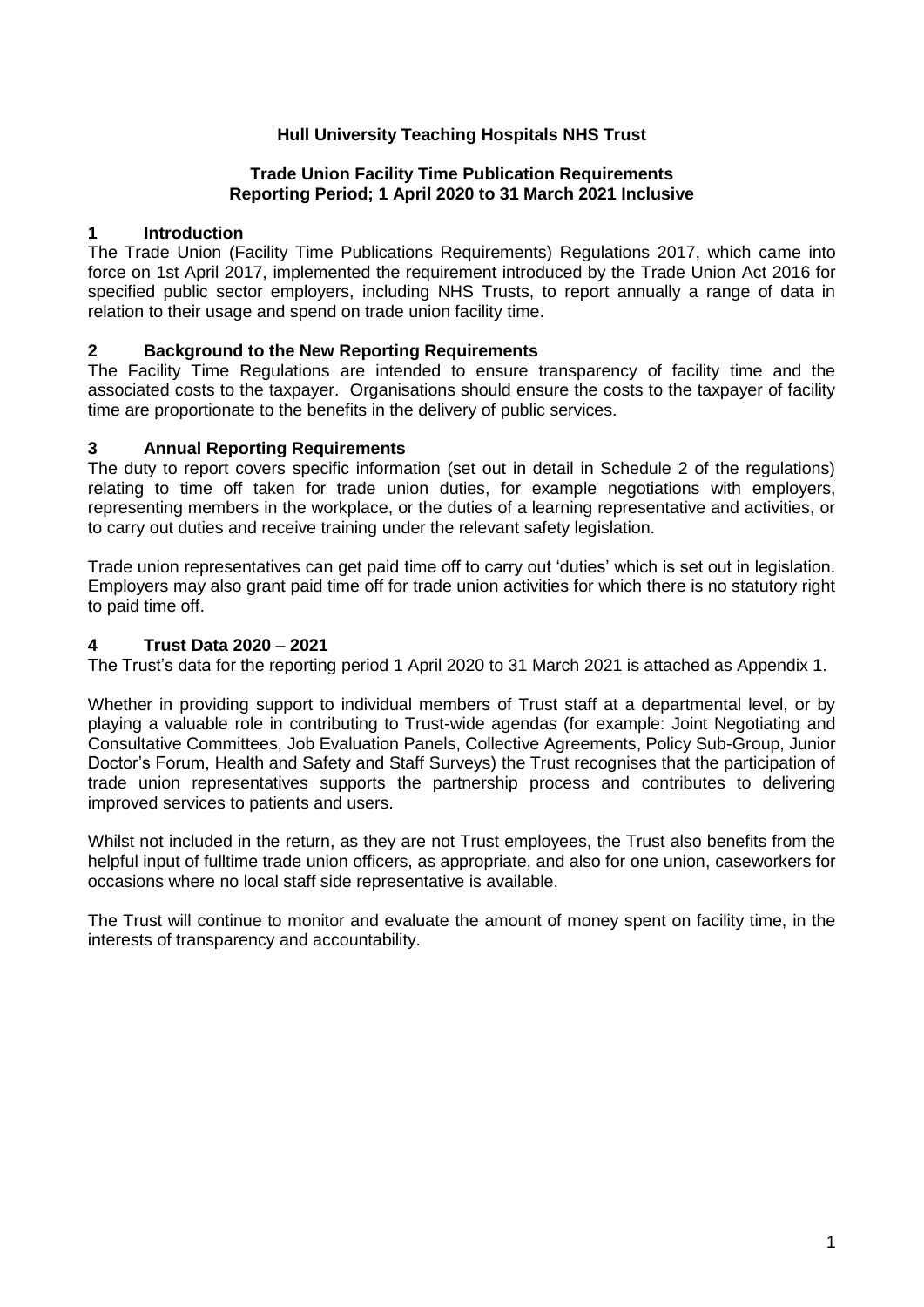# Hull University Teaching Hospitals NHS Trust

## Trade Union Facility Time Publication Requirements
## Reporting Period; 1 April 2020 to 31 March 2021 Inclusive

### 1 Introduction

The Trade Union (Facility Time Publications Requirements) Regulations 2017, which came into force on 1st April 2017, implemented the requirement introduced by the Trade Union Act 2016 for specified public sector employers, including NHS Trusts, to report annually a range of data in relation to their usage and spend on trade union facility time.

### 2 Background to the New Reporting Requirements

The Facility Time Regulations are intended to ensure transparency of facility time and the associated costs to the taxpayer. Organisations should ensure the costs to the taxpayer of facility time are proportionate to the benefits in the delivery of public services.

### 3 Annual Reporting Requirements

The duty to report covers specific information (set out in detail in Schedule 2 of the regulations) relating to time off taken for trade union duties, for example negotiations with employers, representing members in the workplace, or the duties of a learning representative and activities, or to carry out duties and receive training under the relevant safety legislation.

Trade union representatives can get paid time off to carry out 'duties' which is set out in legislation. Employers may also grant paid time off for trade union activities for which there is no statutory right to paid time off.

### 4 Trust Data 2020 – 2021

The Trust's data for the reporting period 1 April 2020 to 31 March 2021 is attached as Appendix 1.

Whether in providing support to individual members of Trust staff at a departmental level, or by playing a valuable role in contributing to Trust-wide agendas (for example: Joint Negotiating and Consultative Committees, Job Evaluation Panels, Collective Agreements, Policy Sub-Group, Junior Doctor's Forum, Health and Safety and Staff Surveys) the Trust recognises that the participation of trade union representatives supports the partnership process and contributes to delivering improved services to patients and users.

Whilst not included in the return, as they are not Trust employees, the Trust also benefits from the helpful input of fulltime trade union officers, as appropriate, and also for one union, caseworkers for occasions where no local staff side representative is available.

The Trust will continue to monitor and evaluate the amount of money spent on facility time, in the interests of transparency and accountability.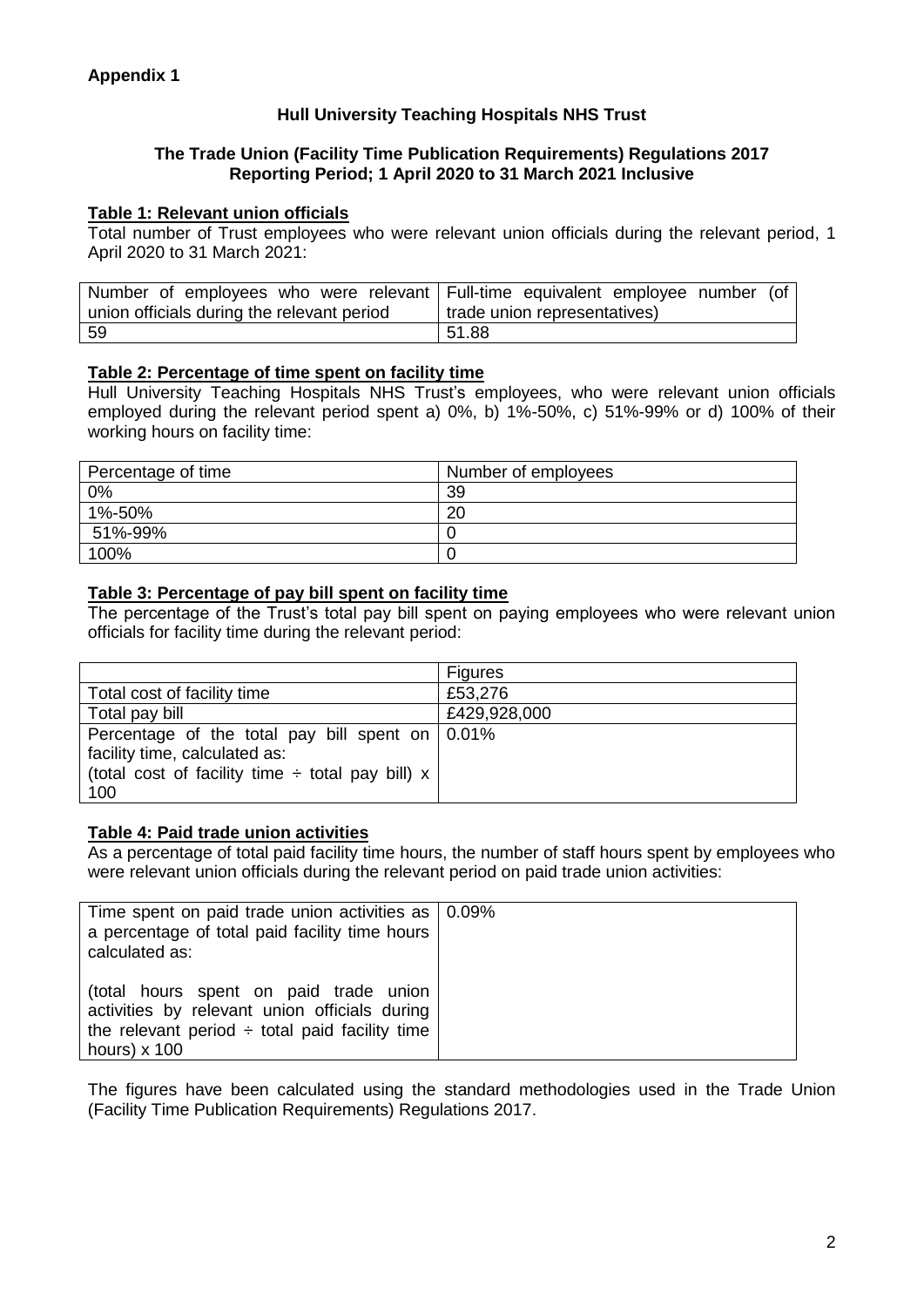**Appendix 1**

**Hull University Teaching Hospitals NHS Trust**

**The Trade Union (Facility Time Publication Requirements) Regulations 2017**
**Reporting Period; 1 April 2020 to 31 March 2021 Inclusive**

**Table 1: Relevant union officials**

Total number of Trust employees who were relevant union officials during the relevant period, 1 April 2020 to 31 March 2021:

| Number of employees who were relevant union officials during the relevant period | Full-time equivalent employee number (of trade union representatives) |
|---|---|
| 59 | 51.88 |

**Table 2: Percentage of time spent on facility time**

Hull University Teaching Hospitals NHS Trust's employees, who were relevant union officials employed during the relevant period spent a) 0%, b) 1%-50%, c) 51%-99% or d) 100% of their working hours on facility time:

| Percentage of time | Number of employees |
|---|---|
| 0% | 39 |
| 1%-50% | 20 |
| 51%-99% | 0 |
| 100% | 0 |

**Table 3: Percentage of pay bill spent on facility time**

The percentage of the Trust's total pay bill spent on paying employees who were relevant union officials for facility time during the relevant period:

| | Figures |
|---|---|
| Total cost of facility time | £53,276 |
| Total pay bill | £429,928,000 |
| Percentage of the total pay bill spent on facility time, calculated as: (total cost of facility time ÷ total pay bill) x 100 | 0.01% |

**Table 4: Paid trade union activities**

As a percentage of total paid facility time hours, the number of staff hours spent by employees who were relevant union officials during the relevant period on paid trade union activities:

| | |
|---|---|
| Time spent on paid trade union activities as a percentage of total paid facility time hours calculated as: (total hours spent on paid trade union activities by relevant union officials during the relevant period ÷ total paid facility time hours) x 100 | 0.09% |

The figures have been calculated using the standard methodologies used in the Trade Union (Facility Time Publication Requirements) Regulations 2017.